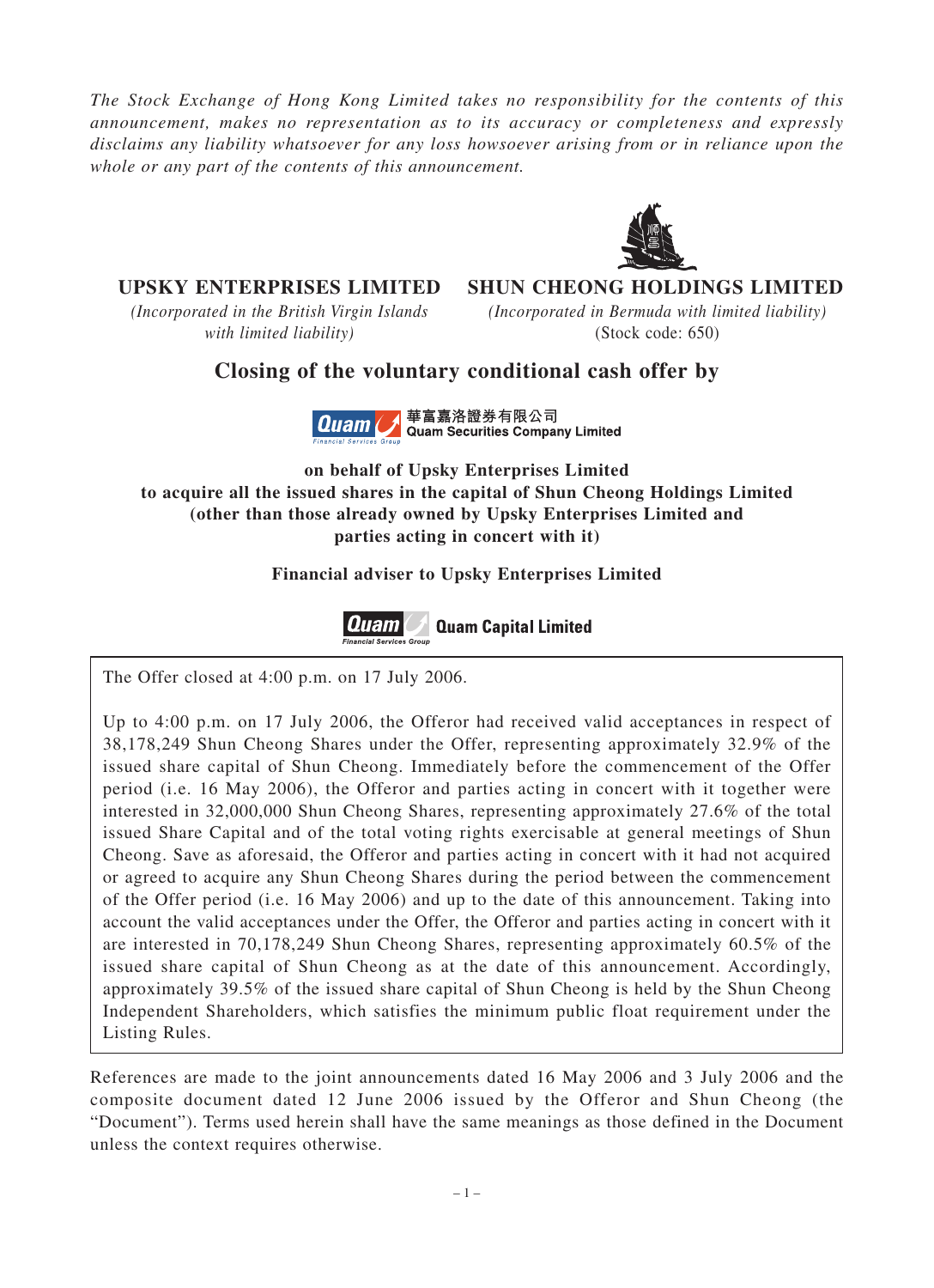*The Stock Exchange of Hong Kong Limited takes no responsibility for the contents of this announcement, makes no representation as to its accuracy or completeness and expressly disclaims any liability whatsoever for any loss howsoever arising from or in reliance upon the whole or any part of the contents of this announcement.*

**UPSKY ENTERPRISES LIMITED**

*(Incorporated in the British Virgin Islands with limited liability)*

**SHUN CHEONG HOLDINGS LIMITED**

*(Incorporated in Bermuda with limited liability)*

(Stock code: 650)

# Closing of the voluntary conditional cash offer by

華富嘉洛證券有限公司
Quam Securities Company Limited

**on behalf of Upsky Enterprises Limited to acquire all the issued shares in the capital of Shun Cheong Holdings Limited (other than those already owned by Upsky Enterprises Limited and parties acting in concert with it)**

**Financial adviser to Upsky Enterprises Limited**

Quam Capital Limited

The Offer closed at 4:00 p.m. on 17 July 2006.

Up to 4:00 p.m. on 17 July 2006, the Offeror had received valid acceptances in respect of 38,178,249 Shun Cheong Shares under the Offer, representing approximately 32.9% of the issued share capital of Shun Cheong. Immediately before the commencement of the Offer period (i.e. 16 May 2006), the Offeror and parties acting in concert with it together were interested in 32,000,000 Shun Cheong Shares, representing approximately 27.6% of the total issued Share Capital and of the total voting rights exercisable at general meetings of Shun Cheong. Save as aforesaid, the Offeror and parties acting in concert with it had not acquired or agreed to acquire any Shun Cheong Shares during the period between the commencement of the Offer period (i.e. 16 May 2006) and up to the date of this announcement. Taking into account the valid acceptances under the Offer, the Offeror and parties acting in concert with it are interested in 70,178,249 Shun Cheong Shares, representing approximately 60.5% of the issued share capital of Shun Cheong as at the date of this announcement. Accordingly, approximately 39.5% of the issued share capital of Shun Cheong is held by the Shun Cheong Independent Shareholders, which satisfies the minimum public float requirement under the Listing Rules.

References are made to the joint announcements dated 16 May 2006 and 3 July 2006 and the composite document dated 12 June 2006 issued by the Offeror and Shun Cheong (the "Document"). Terms used herein shall have the same meanings as those defined in the Document unless the context requires otherwise.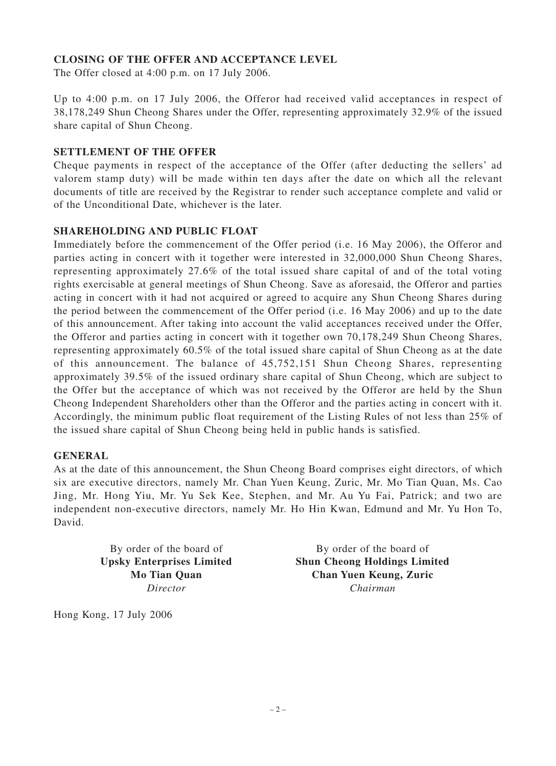## CLOSING OF THE OFFER AND ACCEPTANCE LEVEL

The Offer closed at 4:00 p.m. on 17 July 2006.

Up to 4:00 p.m. on 17 July 2006, the Offeror had received valid acceptances in respect of 38,178,249 Shun Cheong Shares under the Offer, representing approximately 32.9% of the issued share capital of Shun Cheong.

## SETTLEMENT OF THE OFFER

Cheque payments in respect of the acceptance of the Offer (after deducting the sellers' ad valorem stamp duty) will be made within ten days after the date on which all the relevant documents of title are received by the Registrar to render such acceptance complete and valid or of the Unconditional Date, whichever is the later.

## SHAREHOLDING AND PUBLIC FLOAT

Immediately before the commencement of the Offer period (i.e. 16 May 2006), the Offeror and parties acting in concert with it together were interested in 32,000,000 Shun Cheong Shares, representing approximately 27.6% of the total issued share capital of and of the total voting rights exercisable at general meetings of Shun Cheong. Save as aforesaid, the Offeror and parties acting in concert with it had not acquired or agreed to acquire any Shun Cheong Shares during the period between the commencement of the Offer period (i.e. 16 May 2006) and up to the date of this announcement. After taking into account the valid acceptances received under the Offer, the Offeror and parties acting in concert with it together own 70,178,249 Shun Cheong Shares, representing approximately 60.5% of the total issued share capital of Shun Cheong as at the date of this announcement. The balance of 45,752,151 Shun Cheong Shares, representing approximately 39.5% of the issued ordinary share capital of Shun Cheong, which are subject to the Offer but the acceptance of which was not received by the Offeror are held by the Shun Cheong Independent Shareholders other than the Offeror and the parties acting in concert with it. Accordingly, the minimum public float requirement of the Listing Rules of not less than 25% of the issued share capital of Shun Cheong being held in public hands is satisfied.

## GENERAL

As at the date of this announcement, the Shun Cheong Board comprises eight directors, of which six are executive directors, namely Mr. Chan Yuen Keung, Zuric, Mr. Mo Tian Quan, Ms. Cao Jing, Mr. Hong Yiu, Mr. Yu Sek Kee, Stephen, and Mr. Au Yu Fai, Patrick; and two are independent non-executive directors, namely Mr. Ho Hin Kwan, Edmund and Mr. Yu Hon To, David.

By order of the board of
**Upsky Enterprises Limited**
**Mo Tian Quan**
*Director*

By order of the board of
**Shun Cheong Holdings Limited**
**Chan Yuen Keung, Zuric**
*Chairman*

Hong Kong, 17 July 2006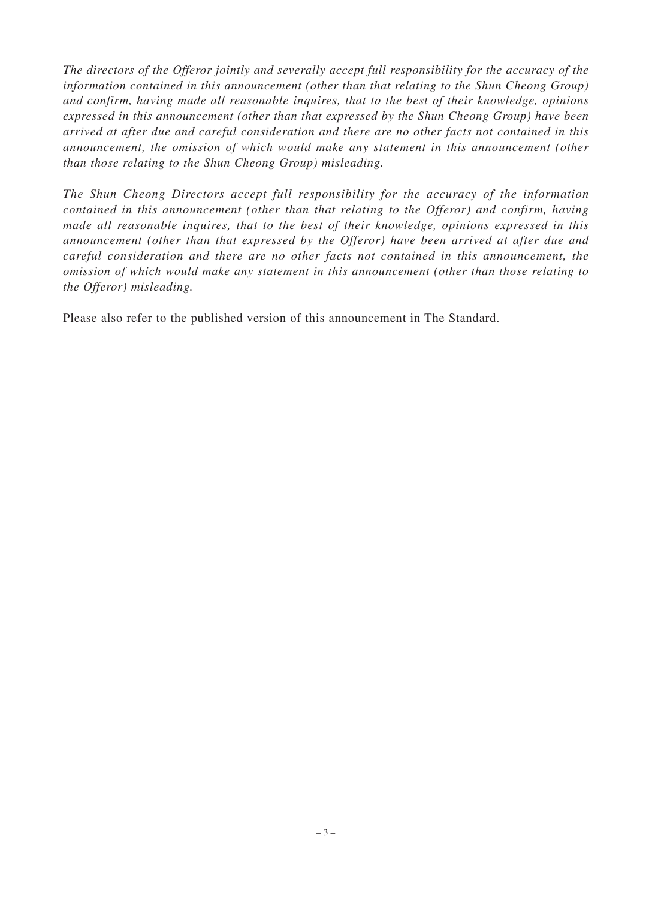*The directors of the Offeror jointly and severally accept full responsibility for the accuracy of the information contained in this announcement (other than that relating to the Shun Cheong Group) and confirm, having made all reasonable inquires, that to the best of their knowledge, opinions expressed in this announcement (other than that expressed by the Shun Cheong Group) have been arrived at after due and careful consideration and there are no other facts not contained in this announcement, the omission of which would make any statement in this announcement (other than those relating to the Shun Cheong Group) misleading.*

*The Shun Cheong Directors accept full responsibility for the accuracy of the information contained in this announcement (other than that relating to the Offeror) and confirm, having made all reasonable inquires, that to the best of their knowledge, opinions expressed in this announcement (other than that expressed by the Offeror) have been arrived at after due and careful consideration and there are no other facts not contained in this announcement, the omission of which would make any statement in this announcement (other than those relating to the Offeror) misleading.*

Please also refer to the published version of this announcement in The Standard.